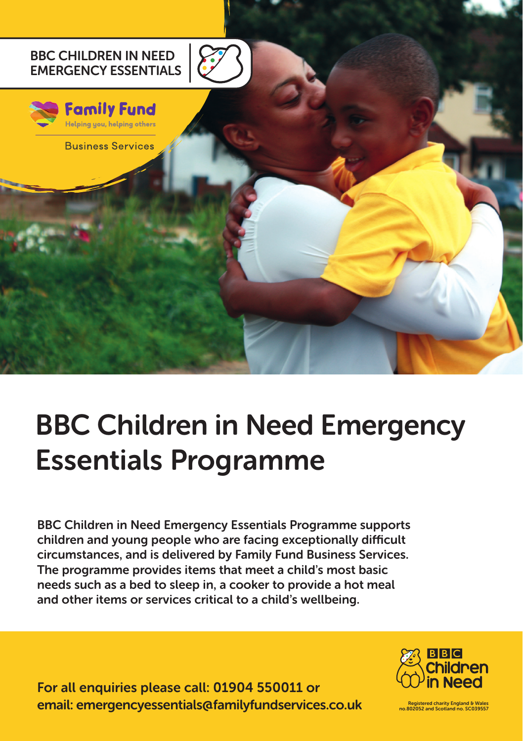BBC CHILDREN IN NEED
EMERGENCY ESSENTIALS

Family Fund
Helping you, helping others

Business Services

# BBC Children in Need Emergency Essentials Programme

BBC Children in Need Emergency Essentials Programme supports children and young people who are facing exceptionally difficult circumstances, and is delivered by Family Fund Business Services. The programme provides items that meet a child's most basic needs such as a bed to sleep in, a cooker to provide a hot meal and other items or services critical to a child's wellbeing.

For all enquiries please call: 01904 550011 or
email: emergencyessentials@familyfundservices.co.uk

BBC Children in Need

Registered charity England & Wales no.802052 and Scotland no. SC039557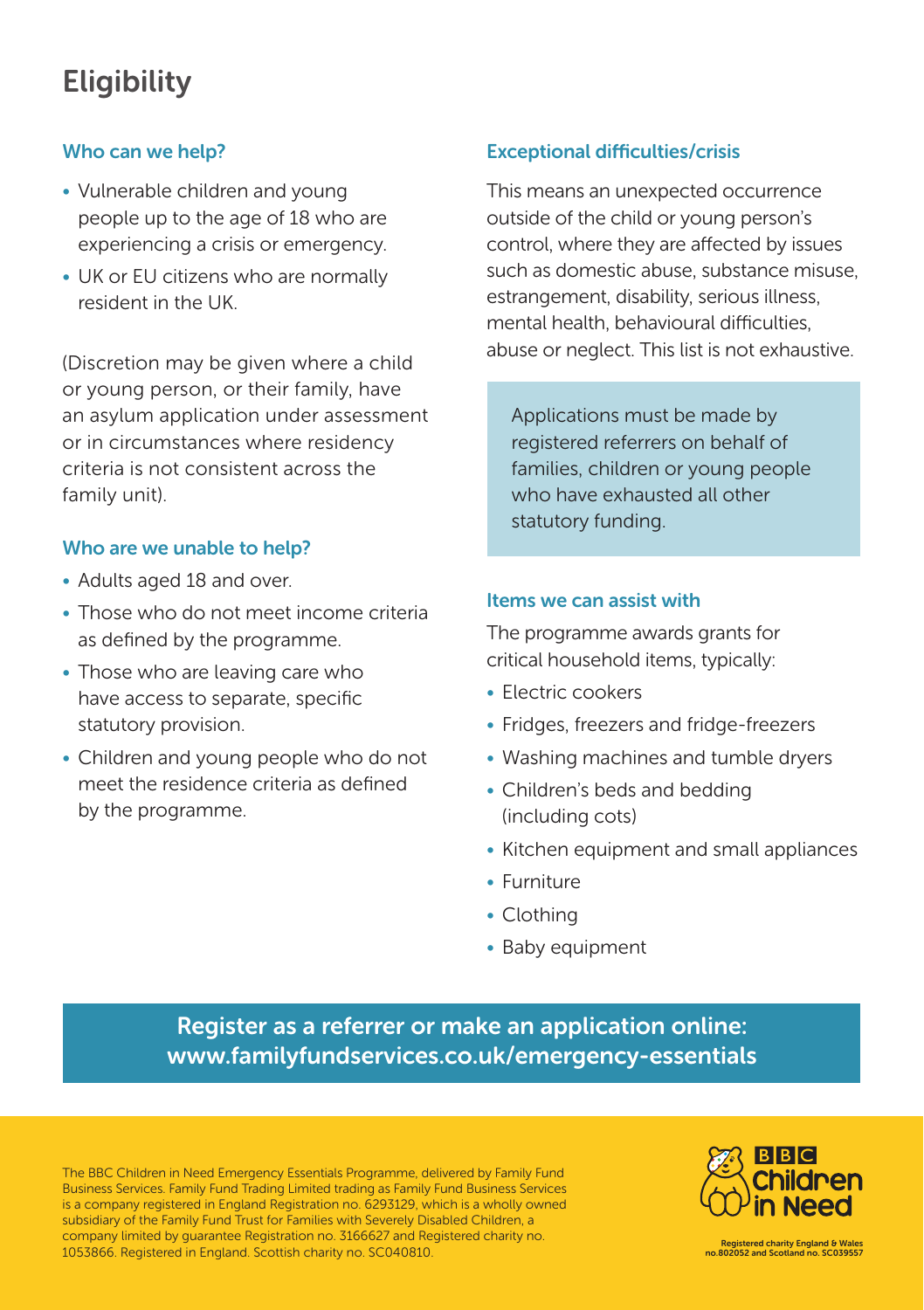# Eligibility

### Who can we help?

- Vulnerable children and young people up to the age of 18 who are experiencing a crisis or emergency.
- UK or EU citizens who are normally resident in the UK.

(Discretion may be given where a child or young person, or their family, have an asylum application under assessment or in circumstances where residency criteria is not consistent across the family unit).

### Who are we unable to help?

- Adults aged 18 and over.
- Those who do not meet income criteria as defined by the programme.
- Those who are leaving care who have access to separate, specific statutory provision.
- Children and young people who do not meet the residence criteria as defined by the programme.

### Exceptional difficulties/crisis

This means an unexpected occurrence outside of the child or young person's control, where they are affected by issues such as domestic abuse, substance misuse, estrangement, disability, serious illness, mental health, behavioural difficulties, abuse or neglect. This list is not exhaustive.

Applications must be made by registered referrers on behalf of families, children or young people who have exhausted all other statutory funding.

### Items we can assist with

The programme awards grants for critical household items, typically:

- Electric cookers
- Fridges, freezers and fridge-freezers
- Washing machines and tumble dryers
- Children's beds and bedding (including cots)
- Kitchen equipment and small appliances
- Furniture
- Clothing
- Baby equipment

**Register as a referrer or make an application online: www.familyfundservices.co.uk/emergency-essentials**

The BBC Children in Need Emergency Essentials Programme, delivered by Family Fund Business Services. Family Fund Trading Limited trading as Family Fund Business Services is a company registered in England Registration no. 6293129, which is a wholly owned subsidiary of the Family Fund Trust for Families with Severely Disabled Children, a company limited by guarantee Registration no. 3166627 and Registered charity no. 1053866. Registered in England. Scottish charity no. SC040810.

BBC Children in Need

Registered charity England & Wales no.802052 and Scotland no. SC039557